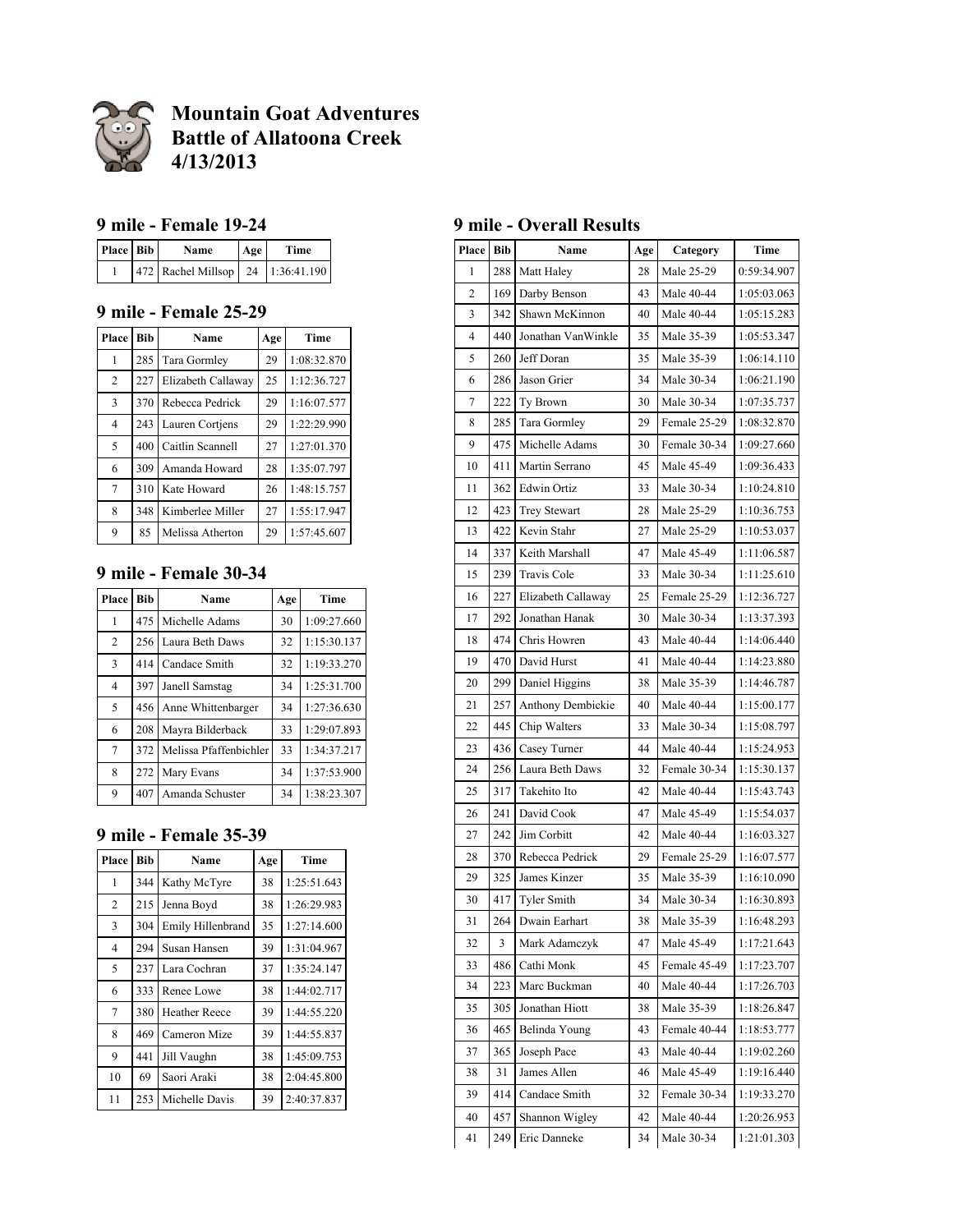# Mountain Goat Adventures
# Battle of Allatoona Creek
# 4/13/2013

## 9 mile - Female 19-24

| Place | Bib | Name | Age | Time |
|---|---|---|---|---|
| 1 | 472 | Rachel Millsop | 24 | 1:36:41.190 |

## 9 mile - Female 25-29

| Place | Bib | Name | Age | Time |
|---|---|---|---|---|
| 1 | 285 | Tara Gormley | 29 | 1:08:32.870 |
| 2 | 227 | Elizabeth Callaway | 25 | 1:12:36.727 |
| 3 | 370 | Rebecca Pedrick | 29 | 1:16:07.577 |
| 4 | 243 | Lauren Cortjens | 29 | 1:22:29.990 |
| 5 | 400 | Caitlin Scannell | 27 | 1:27:01.370 |
| 6 | 309 | Amanda Howard | 28 | 1:35:07.797 |
| 7 | 310 | Kate Howard | 26 | 1:48:15.757 |
| 8 | 348 | Kimberlee Miller | 27 | 1:55:17.947 |
| 9 | 85 | Melissa Atherton | 29 | 1:57:45.607 |

## 9 mile - Female 30-34

| Place | Bib | Name | Age | Time |
|---|---|---|---|---|
| 1 | 475 | Michelle Adams | 30 | 1:09:27.660 |
| 2 | 256 | Laura Beth Daws | 32 | 1:15:30.137 |
| 3 | 414 | Candace Smith | 32 | 1:19:33.270 |
| 4 | 397 | Janell Samstag | 34 | 1:25:31.700 |
| 5 | 456 | Anne Whittenbarger | 34 | 1:27:36.630 |
| 6 | 208 | Mayra Bilderback | 33 | 1:29:07.893 |
| 7 | 372 | Melissa Pfaffenbichler | 33 | 1:34:37.217 |
| 8 | 272 | Mary Evans | 34 | 1:37:53.900 |
| 9 | 407 | Amanda Schuster | 34 | 1:38:23.307 |

## 9 mile - Female 35-39

| Place | Bib | Name | Age | Time |
|---|---|---|---|---|
| 1 | 344 | Kathy McTyre | 38 | 1:25:51.643 |
| 2 | 215 | Jenna Boyd | 38 | 1:26:29.983 |
| 3 | 304 | Emily Hillenbrand | 35 | 1:27:14.600 |
| 4 | 294 | Susan Hansen | 39 | 1:31:04.967 |
| 5 | 237 | Lara Cochran | 37 | 1:35:24.147 |
| 6 | 333 | Renee Lowe | 38 | 1:44:02.717 |
| 7 | 380 | Heather Reece | 39 | 1:44:55.220 |
| 8 | 469 | Cameron Mize | 39 | 1:44:55.837 |
| 9 | 441 | Jill Vaughn | 38 | 1:45:09.753 |
| 10 | 69 | Saori Araki | 38 | 2:04:45.800 |
| 11 | 253 | Michelle Davis | 39 | 2:40:37.837 |

## 9 mile - Overall Results

| Place | Bib | Name | Age | Category | Time |
|---|---|---|---|---|---|
| 1 | 288 | Matt Haley | 28 | Male 25-29 | 0:59:34.907 |
| 2 | 169 | Darby Benson | 43 | Male 40-44 | 1:05:03.063 |
| 3 | 342 | Shawn McKinnon | 40 | Male 40-44 | 1:05:15.283 |
| 4 | 440 | Jonathan VanWinkle | 35 | Male 35-39 | 1:05:53.347 |
| 5 | 260 | Jeff Doran | 35 | Male 35-39 | 1:06:14.110 |
| 6 | 286 | Jason Grier | 34 | Male 30-34 | 1:06:21.190 |
| 7 | 222 | Ty Brown | 30 | Male 30-34 | 1:07:35.737 |
| 8 | 285 | Tara Gormley | 29 | Female 25-29 | 1:08:32.870 |
| 9 | 475 | Michelle Adams | 30 | Female 30-34 | 1:09:27.660 |
| 10 | 411 | Martin Serrano | 45 | Male 45-49 | 1:09:36.433 |
| 11 | 362 | Edwin Ortiz | 33 | Male 30-34 | 1:10:24.810 |
| 12 | 423 | Trey Stewart | 28 | Male 25-29 | 1:10:36.753 |
| 13 | 422 | Kevin Stahr | 27 | Male 25-29 | 1:10:53.037 |
| 14 | 337 | Keith Marshall | 47 | Male 45-49 | 1:11:06.587 |
| 15 | 239 | Travis Cole | 33 | Male 30-34 | 1:11:25.610 |
| 16 | 227 | Elizabeth Callaway | 25 | Female 25-29 | 1:12:36.727 |
| 17 | 292 | Jonathan Hanak | 30 | Male 30-34 | 1:13:37.393 |
| 18 | 474 | Chris Howren | 43 | Male 40-44 | 1:14:06.440 |
| 19 | 470 | David Hurst | 41 | Male 40-44 | 1:14:23.880 |
| 20 | 299 | Daniel Higgins | 38 | Male 35-39 | 1:14:46.787 |
| 21 | 257 | Anthony Dembickie | 40 | Male 40-44 | 1:15:00.177 |
| 22 | 445 | Chip Walters | 33 | Male 30-34 | 1:15:08.797 |
| 23 | 436 | Casey Turner | 44 | Male 40-44 | 1:15:24.953 |
| 24 | 256 | Laura Beth Daws | 32 | Female 30-34 | 1:15:30.137 |
| 25 | 317 | Takehito Ito | 42 | Male 40-44 | 1:15:43.743 |
| 26 | 241 | David Cook | 47 | Male 45-49 | 1:15:54.037 |
| 27 | 242 | Jim Corbitt | 42 | Male 40-44 | 1:16:03.327 |
| 28 | 370 | Rebecca Pedrick | 29 | Female 25-29 | 1:16:07.577 |
| 29 | 325 | James Kinzer | 35 | Male 35-39 | 1:16:10.090 |
| 30 | 417 | Tyler Smith | 34 | Male 30-34 | 1:16:30.893 |
| 31 | 264 | Dwain Earhart | 38 | Male 35-39 | 1:16:48.293 |
| 32 | 3 | Mark Adamczyk | 47 | Male 45-49 | 1:17:21.643 |
| 33 | 486 | Cathi Monk | 45 | Female 45-49 | 1:17:23.707 |
| 34 | 223 | Marc Buckman | 40 | Male 40-44 | 1:17:26.703 |
| 35 | 305 | Jonathan Hiott | 38 | Male 35-39 | 1:18:26.847 |
| 36 | 465 | Belinda Young | 43 | Female 40-44 | 1:18:53.777 |
| 37 | 365 | Joseph Pace | 43 | Male 40-44 | 1:19:02.260 |
| 38 | 31 | James Allen | 46 | Male 45-49 | 1:19:16.440 |
| 39 | 414 | Candace Smith | 32 | Female 30-34 | 1:19:33.270 |
| 40 | 457 | Shannon Wigley | 42 | Male 40-44 | 1:20:26.953 |
| 41 | 249 | Eric Danneke | 34 | Male 30-34 | 1:21:01.303 |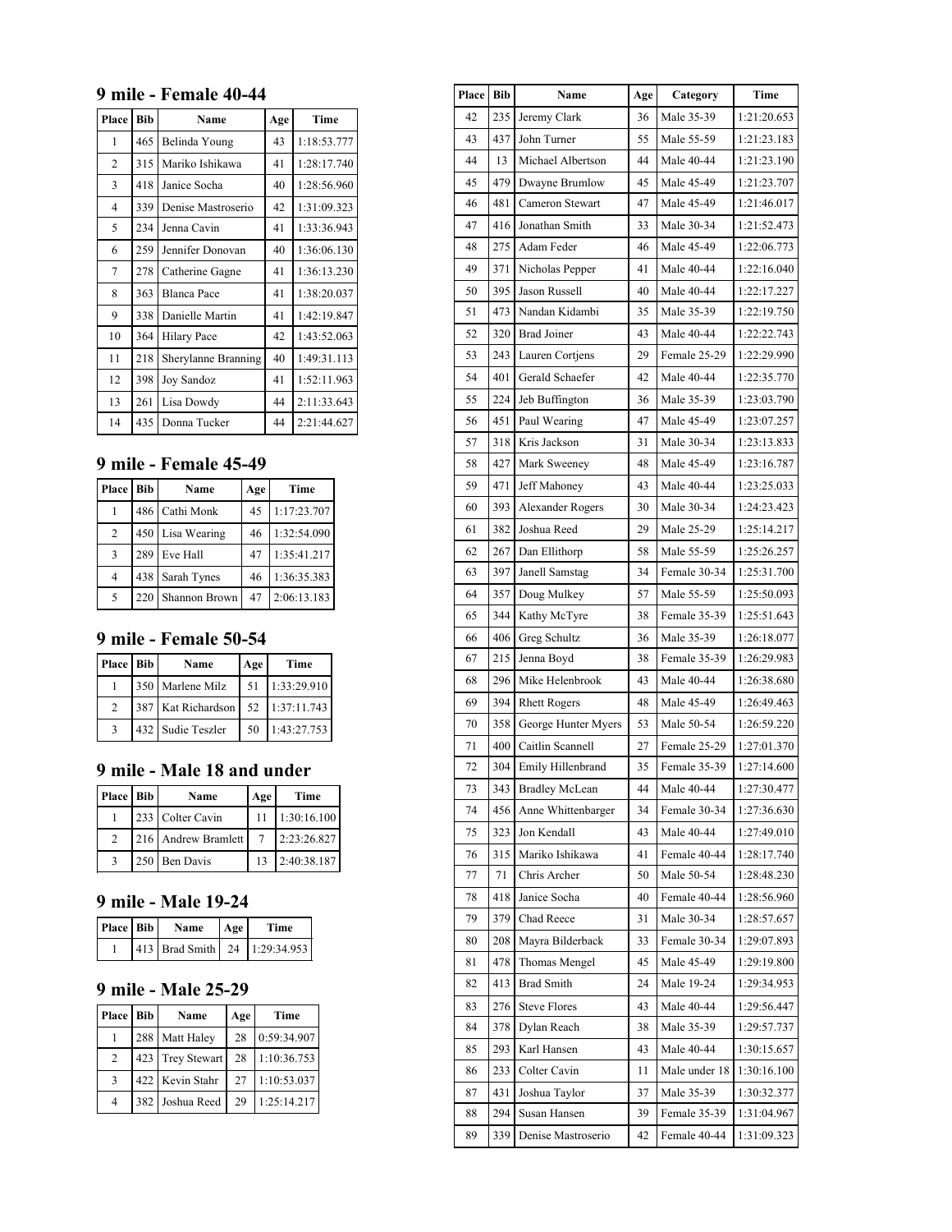## 9 mile - Female 40-44

| Place | Bib | Name | Age | Time |
|---|---|---|---|---|
| 1 | 465 | Belinda Young | 43 | 1:18:53.777 |
| 2 | 315 | Mariko Ishikawa | 41 | 1:28:17.740 |
| 3 | 418 | Janice Socha | 40 | 1:28:56.960 |
| 4 | 339 | Denise Mastroserio | 42 | 1:31:09.323 |
| 5 | 234 | Jenna Cavin | 41 | 1:33:36.943 |
| 6 | 259 | Jennifer Donovan | 40 | 1:36:06.130 |
| 7 | 278 | Catherine Gagne | 41 | 1:36:13.230 |
| 8 | 363 | Blanca Pace | 41 | 1:38:20.037 |
| 9 | 338 | Danielle Martin | 41 | 1:42:19.847 |
| 10 | 364 | Hilary Pace | 42 | 1:43:52.063 |
| 11 | 218 | Sherylanne Branning | 40 | 1:49:31.113 |
| 12 | 398 | Joy Sandoz | 41 | 1:52:11.963 |
| 13 | 261 | Lisa Dowdy | 44 | 2:11:33.643 |
| 14 | 435 | Donna Tucker | 44 | 2:21:44.627 |

## 9 mile - Female 45-49

| Place | Bib | Name | Age | Time |
|---|---|---|---|---|
| 1 | 486 | Cathi Monk | 45 | 1:17:23.707 |
| 2 | 450 | Lisa Wearing | 46 | 1:32:54.090 |
| 3 | 289 | Eve Hall | 47 | 1:35:41.217 |
| 4 | 438 | Sarah Tynes | 46 | 1:36:35.383 |
| 5 | 220 | Shannon Brown | 47 | 2:06:13.183 |

## 9 mile - Female 50-54

| Place | Bib | Name | Age | Time |
|---|---|---|---|---|
| 1 | 350 | Marlene Milz | 51 | 1:33:29.910 |
| 2 | 387 | Kat Richardson | 52 | 1:37:11.743 |
| 3 | 432 | Sudie Teszler | 50 | 1:43:27.753 |

## 9 mile - Male 18 and under

| Place | Bib | Name | Age | Time |
|---|---|---|---|---|
| 1 | 233 | Colter Cavin | 11 | 1:30:16.100 |
| 2 | 216 | Andrew Bramlett | 7 | 2:23:26.827 |
| 3 | 250 | Ben Davis | 13 | 2:40:38.187 |

## 9 mile - Male 19-24

| Place | Bib | Name | Age | Time |
|---|---|---|---|---|
| 1 | 413 | Brad Smith | 24 | 1:29:34.953 |

## 9 mile - Male 25-29

| Place | Bib | Name | Age | Time |
|---|---|---|---|---|
| 1 | 288 | Matt Haley | 28 | 0:59:34.907 |
| 2 | 423 | Trey Stewart | 28 | 1:10:36.753 |
| 3 | 422 | Kevin Stahr | 27 | 1:10:53.037 |
| 4 | 382 | Joshua Reed | 29 | 1:25:14.217 |

| Place | Bib | Name | Age | Category | Time |
|---|---|---|---|---|---|
| 42 | 235 | Jeremy Clark | 36 | Male 35-39 | 1:21:20.653 |
| 43 | 437 | John Turner | 55 | Male 55-59 | 1:21:23.183 |
| 44 | 13 | Michael Albertson | 44 | Male 40-44 | 1:21:23.190 |
| 45 | 479 | Dwayne Brumlow | 45 | Male 45-49 | 1:21:23.707 |
| 46 | 481 | Cameron Stewart | 47 | Male 45-49 | 1:21:46.017 |
| 47 | 416 | Jonathan Smith | 33 | Male 30-34 | 1:21:52.473 |
| 48 | 275 | Adam Feder | 46 | Male 45-49 | 1:22:06.773 |
| 49 | 371 | Nicholas Pepper | 41 | Male 40-44 | 1:22:16.040 |
| 50 | 395 | Jason Russell | 40 | Male 40-44 | 1:22:17.227 |
| 51 | 473 | Nandan Kidambi | 35 | Male 35-39 | 1:22:19.750 |
| 52 | 320 | Brad Joiner | 43 | Male 40-44 | 1:22:22.743 |
| 53 | 243 | Lauren Cortjens | 29 | Female 25-29 | 1:22:29.990 |
| 54 | 401 | Gerald Schaefer | 42 | Male 40-44 | 1:22:35.770 |
| 55 | 224 | Jeb Buffington | 36 | Male 35-39 | 1:23:03.790 |
| 56 | 451 | Paul Wearing | 47 | Male 45-49 | 1:23:07.257 |
| 57 | 318 | Kris Jackson | 31 | Male 30-34 | 1:23:13.833 |
| 58 | 427 | Mark Sweeney | 48 | Male 45-49 | 1:23:16.787 |
| 59 | 471 | Jeff Mahoney | 43 | Male 40-44 | 1:23:25.033 |
| 60 | 393 | Alexander Rogers | 30 | Male 30-34 | 1:24:23.423 |
| 61 | 382 | Joshua Reed | 29 | Male 25-29 | 1:25:14.217 |
| 62 | 267 | Dan Ellithorp | 58 | Male 55-59 | 1:25:26.257 |
| 63 | 397 | Janell Samstag | 34 | Female 30-34 | 1:25:31.700 |
| 64 | 357 | Doug Mulkey | 57 | Male 55-59 | 1:25:50.093 |
| 65 | 344 | Kathy McTyre | 38 | Female 35-39 | 1:25:51.643 |
| 66 | 406 | Greg Schultz | 36 | Male 35-39 | 1:26:18.077 |
| 67 | 215 | Jenna Boyd | 38 | Female 35-39 | 1:26:29.983 |
| 68 | 296 | Mike Helenbrook | 43 | Male 40-44 | 1:26:38.680 |
| 69 | 394 | Rhett Rogers | 48 | Male 45-49 | 1:26:49.463 |
| 70 | 358 | George Hunter Myers | 53 | Male 50-54 | 1:26:59.220 |
| 71 | 400 | Caitlin Scannell | 27 | Female 25-29 | 1:27:01.370 |
| 72 | 304 | Emily Hillenbrand | 35 | Female 35-39 | 1:27:14.600 |
| 73 | 343 | Bradley McLean | 44 | Male 40-44 | 1:27:30.477 |
| 74 | 456 | Anne Whittenbarger | 34 | Female 30-34 | 1:27:36.630 |
| 75 | 323 | Jon Kendall | 43 | Male 40-44 | 1:27:49.010 |
| 76 | 315 | Mariko Ishikawa | 41 | Female 40-44 | 1:28:17.740 |
| 77 | 71 | Chris Archer | 50 | Male 50-54 | 1:28:48.230 |
| 78 | 418 | Janice Socha | 40 | Female 40-44 | 1:28:56.960 |
| 79 | 379 | Chad Reece | 31 | Male 30-34 | 1:28:57.657 |
| 80 | 208 | Mayra Bilderback | 33 | Female 30-34 | 1:29:07.893 |
| 81 | 478 | Thomas Mengel | 45 | Male 45-49 | 1:29:19.800 |
| 82 | 413 | Brad Smith | 24 | Male 19-24 | 1:29:34.953 |
| 83 | 276 | Steve Flores | 43 | Male 40-44 | 1:29:56.447 |
| 84 | 378 | Dylan Reach | 38 | Male 35-39 | 1:29:57.737 |
| 85 | 293 | Karl Hansen | 43 | Male 40-44 | 1:30:15.657 |
| 86 | 233 | Colter Cavin | 11 | Male under 18 | 1:30:16.100 |
| 87 | 431 | Joshua Taylor | 37 | Male 35-39 | 1:30:32.377 |
| 88 | 294 | Susan Hansen | 39 | Female 35-39 | 1:31:04.967 |
| 89 | 339 | Denise Mastroserio | 42 | Female 40-44 | 1:31:09.323 |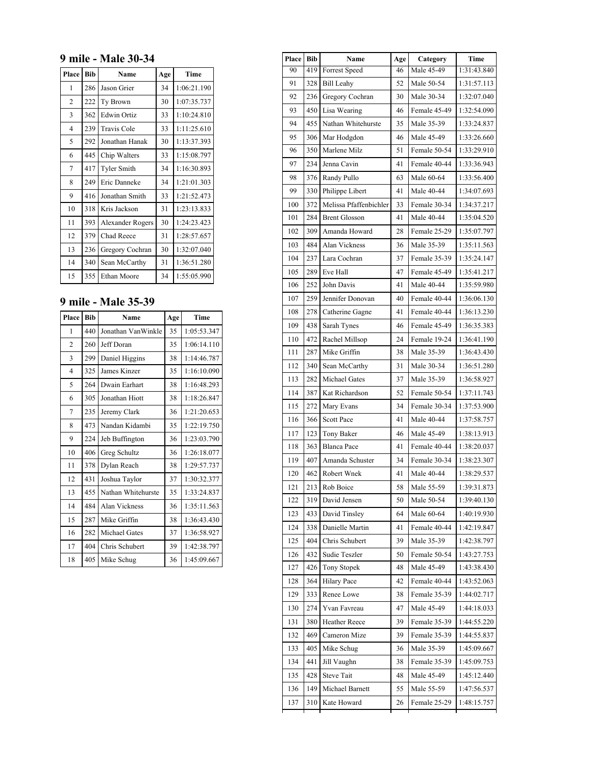## 9 mile - Male 30-34

| Place | Bib | Name | Age | Time |
|---|---|---|---|---|
| 1 | 286 | Jason Grier | 34 | 1:06:21.190 |
| 2 | 222 | Ty Brown | 30 | 1:07:35.737 |
| 3 | 362 | Edwin Ortiz | 33 | 1:10:24.810 |
| 4 | 239 | Travis Cole | 33 | 1:11:25.610 |
| 5 | 292 | Jonathan Hanak | 30 | 1:13:37.393 |
| 6 | 445 | Chip Walters | 33 | 1:15:08.797 |
| 7 | 417 | Tyler Smith | 34 | 1:16:30.893 |
| 8 | 249 | Eric Danneke | 34 | 1:21:01.303 |
| 9 | 416 | Jonathan Smith | 33 | 1:21:52.473 |
| 10 | 318 | Kris Jackson | 31 | 1:23:13.833 |
| 11 | 393 | Alexander Rogers | 30 | 1:24:23.423 |
| 12 | 379 | Chad Reece | 31 | 1:28:57.657 |
| 13 | 236 | Gregory Cochran | 30 | 1:32:07.040 |
| 14 | 340 | Sean McCarthy | 31 | 1:36:51.280 |
| 15 | 355 | Ethan Moore | 34 | 1:55:05.990 |

## 9 mile - Male 35-39

| Place | Bib | Name | Age | Time |
|---|---|---|---|---|
| 1 | 440 | Jonathan VanWinkle | 35 | 1:05:53.347 |
| 2 | 260 | Jeff Doran | 35 | 1:06:14.110 |
| 3 | 299 | Daniel Higgins | 38 | 1:14:46.787 |
| 4 | 325 | James Kinzer | 35 | 1:16:10.090 |
| 5 | 264 | Dwain Earhart | 38 | 1:16:48.293 |
| 6 | 305 | Jonathan Hiott | 38 | 1:18:26.847 |
| 7 | 235 | Jeremy Clark | 36 | 1:21:20.653 |
| 8 | 473 | Nandan Kidambi | 35 | 1:22:19.750 |
| 9 | 224 | Jeb Buffington | 36 | 1:23:03.790 |
| 10 | 406 | Greg Schultz | 36 | 1:26:18.077 |
| 11 | 378 | Dylan Reach | 38 | 1:29:57.737 |
| 12 | 431 | Joshua Taylor | 37 | 1:30:32.377 |
| 13 | 455 | Nathan Whitehurste | 35 | 1:33:24.837 |
| 14 | 484 | Alan Vickness | 36 | 1:35:11.563 |
| 15 | 287 | Mike Griffin | 38 | 1:36:43.430 |
| 16 | 282 | Michael Gates | 37 | 1:36:58.927 |
| 17 | 404 | Chris Schubert | 39 | 1:42:38.797 |
| 18 | 405 | Mike Schug | 36 | 1:45:09.667 |

| Place | Bib | Name | Age | Category | Time |
|---|---|---|---|---|---|
| 90 | 419 | Forrest Speed | 46 | Male 45-49 | 1:31:43.840 |
| 91 | 328 | Bill Leahy | 52 | Male 50-54 | 1:31:57.113 |
| 92 | 236 | Gregory Cochran | 30 | Male 30-34 | 1:32:07.040 |
| 93 | 450 | Lisa Wearing | 46 | Female 45-49 | 1:32:54.090 |
| 94 | 455 | Nathan Whitehurste | 35 | Male 35-39 | 1:33:24.837 |
| 95 | 306 | Mar Hodgdon | 46 | Male 45-49 | 1:33:26.660 |
| 96 | 350 | Marlene Milz | 51 | Female 50-54 | 1:33:29.910 |
| 97 | 234 | Jenna Cavin | 41 | Female 40-44 | 1:33:36.943 |
| 98 | 376 | Randy Pullo | 63 | Male 60-64 | 1:33:56.400 |
| 99 | 330 | Philippe Libert | 41 | Male 40-44 | 1:34:07.693 |
| 100 | 372 | Melissa Pfaffenbichler | 33 | Female 30-34 | 1:34:37.217 |
| 101 | 284 | Brent Glosson | 41 | Male 40-44 | 1:35:04.520 |
| 102 | 309 | Amanda Howard | 28 | Female 25-29 | 1:35:07.797 |
| 103 | 484 | Alan Vickness | 36 | Male 35-39 | 1:35:11.563 |
| 104 | 237 | Lara Cochran | 37 | Female 35-39 | 1:35:24.147 |
| 105 | 289 | Eve Hall | 47 | Female 45-49 | 1:35:41.217 |
| 106 | 252 | John Davis | 41 | Male 40-44 | 1:35:59.980 |
| 107 | 259 | Jennifer Donovan | 40 | Female 40-44 | 1:36:06.130 |
| 108 | 278 | Catherine Gagne | 41 | Female 40-44 | 1:36:13.230 |
| 109 | 438 | Sarah Tynes | 46 | Female 45-49 | 1:36:35.383 |
| 110 | 472 | Rachel Millsop | 24 | Female 19-24 | 1:36:41.190 |
| 111 | 287 | Mike Griffin | 38 | Male 35-39 | 1:36:43.430 |
| 112 | 340 | Sean McCarthy | 31 | Male 30-34 | 1:36:51.280 |
| 113 | 282 | Michael Gates | 37 | Male 35-39 | 1:36:58.927 |
| 114 | 387 | Kat Richardson | 52 | Female 50-54 | 1:37:11.743 |
| 115 | 272 | Mary Evans | 34 | Female 30-34 | 1:37:53.900 |
| 116 | 366 | Scott Pace | 41 | Male 40-44 | 1:37:58.757 |
| 117 | 123 | Tony Baker | 46 | Male 45-49 | 1:38:13.913 |
| 118 | 363 | Blanca Pace | 41 | Female 40-44 | 1:38:20.037 |
| 119 | 407 | Amanda Schuster | 34 | Female 30-34 | 1:38:23.307 |
| 120 | 462 | Robert Wnek | 41 | Male 40-44 | 1:38:29.537 |
| 121 | 213 | Rob Boice | 58 | Male 55-59 | 1:39:31.873 |
| 122 | 319 | David Jensen | 50 | Male 50-54 | 1:39:40.130 |
| 123 | 433 | David Tinsley | 64 | Male 60-64 | 1:40:19.930 |
| 124 | 338 | Danielle Martin | 41 | Female 40-44 | 1:42:19.847 |
| 125 | 404 | Chris Schubert | 39 | Male 35-39 | 1:42:38.797 |
| 126 | 432 | Sudie Teszler | 50 | Female 50-54 | 1:43:27.753 |
| 127 | 426 | Tony Stopek | 48 | Male 45-49 | 1:43:38.430 |
| 128 | 364 | Hilary Pace | 42 | Female 40-44 | 1:43:52.063 |
| 129 | 333 | Renee Lowe | 38 | Female 35-39 | 1:44:02.717 |
| 130 | 274 | Yvan Favreau | 47 | Male 45-49 | 1:44:18.033 |
| 131 | 380 | Heather Reece | 39 | Female 35-39 | 1:44:55.220 |
| 132 | 469 | Cameron Mize | 39 | Female 35-39 | 1:44:55.837 |
| 133 | 405 | Mike Schug | 36 | Male 35-39 | 1:45:09.667 |
| 134 | 441 | Jill Vaughn | 38 | Female 35-39 | 1:45:09.753 |
| 135 | 428 | Steve Tait | 48 | Male 45-49 | 1:45:12.440 |
| 136 | 149 | Michael Barnett | 55 | Male 55-59 | 1:47:56.537 |
| 137 | 310 | Kate Howard | 26 | Female 25-29 | 1:48:15.757 |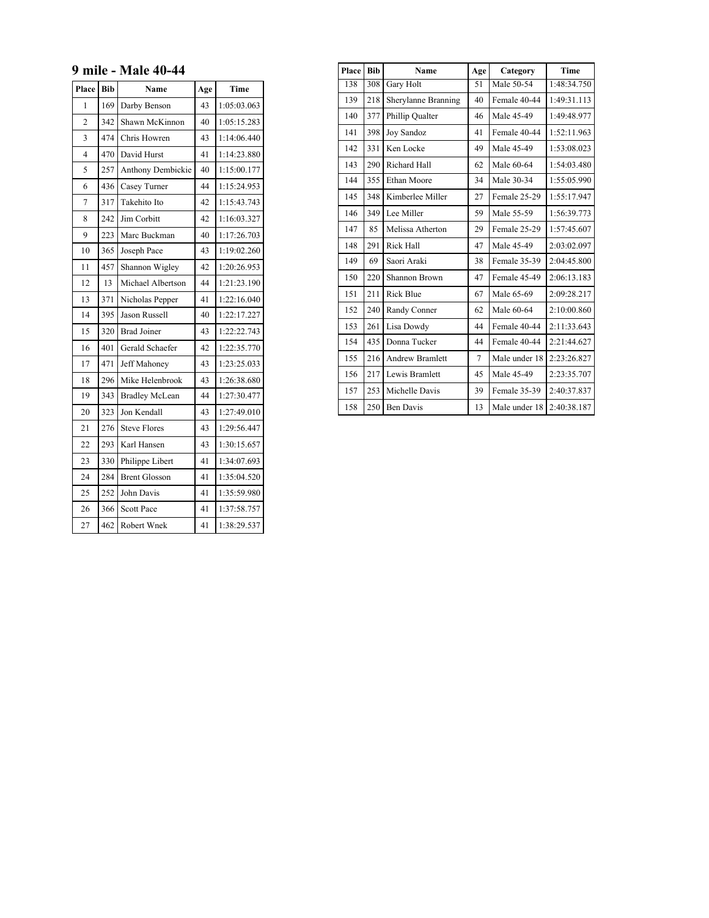## 9 mile - Male 40-44

| Place | Bib | Name | Age | Time |
|---|---|---|---|---|
| 1 | 169 | Darby Benson | 43 | 1:05:03.063 |
| 2 | 342 | Shawn McKinnon | 40 | 1:05:15.283 |
| 3 | 474 | Chris Howren | 43 | 1:14:06.440 |
| 4 | 470 | David Hurst | 41 | 1:14:23.880 |
| 5 | 257 | Anthony Dembickie | 40 | 1:15:00.177 |
| 6 | 436 | Casey Turner | 44 | 1:15:24.953 |
| 7 | 317 | Takehito Ito | 42 | 1:15:43.743 |
| 8 | 242 | Jim Corbitt | 42 | 1:16:03.327 |
| 9 | 223 | Marc Buckman | 40 | 1:17:26.703 |
| 10 | 365 | Joseph Pace | 43 | 1:19:02.260 |
| 11 | 457 | Shannon Wigley | 42 | 1:20:26.953 |
| 12 | 13 | Michael Albertson | 44 | 1:21:23.190 |
| 13 | 371 | Nicholas Pepper | 41 | 1:22:16.040 |
| 14 | 395 | Jason Russell | 40 | 1:22:17.227 |
| 15 | 320 | Brad Joiner | 43 | 1:22:22.743 |
| 16 | 401 | Gerald Schaefer | 42 | 1:22:35.770 |
| 17 | 471 | Jeff Mahoney | 43 | 1:23:25.033 |
| 18 | 296 | Mike Helenbrook | 43 | 1:26:38.680 |
| 19 | 343 | Bradley McLean | 44 | 1:27:30.477 |
| 20 | 323 | Jon Kendall | 43 | 1:27:49.010 |
| 21 | 276 | Steve Flores | 43 | 1:29:56.447 |
| 22 | 293 | Karl Hansen | 43 | 1:30:15.657 |
| 23 | 330 | Philippe Libert | 41 | 1:34:07.693 |
| 24 | 284 | Brent Glosson | 41 | 1:35:04.520 |
| 25 | 252 | John Davis | 41 | 1:35:59.980 |
| 26 | 366 | Scott Pace | 41 | 1:37:58.757 |
| 27 | 462 | Robert Wnek | 41 | 1:38:29.537 |

| Place | Bib | Name | Age | Category | Time |
|---|---|---|---|---|---|
| 138 | 308 | Gary Holt | 51 | Male 50-54 | 1:48:34.750 |
| 139 | 218 | Sherylanne Branning | 40 | Female 40-44 | 1:49:31.113 |
| 140 | 377 | Phillip Qualter | 46 | Male 45-49 | 1:49:48.977 |
| 141 | 398 | Joy Sandoz | 41 | Female 40-44 | 1:52:11.963 |
| 142 | 331 | Ken Locke | 49 | Male 45-49 | 1:53:08.023 |
| 143 | 290 | Richard Hall | 62 | Male 60-64 | 1:54:03.480 |
| 144 | 355 | Ethan Moore | 34 | Male 30-34 | 1:55:05.990 |
| 145 | 348 | Kimberlee Miller | 27 | Female 25-29 | 1:55:17.947 |
| 146 | 349 | Lee Miller | 59 | Male 55-59 | 1:56:39.773 |
| 147 | 85 | Melissa Atherton | 29 | Female 25-29 | 1:57:45.607 |
| 148 | 291 | Rick Hall | 47 | Male 45-49 | 2:03:02.097 |
| 149 | 69 | Saori Araki | 38 | Female 35-39 | 2:04:45.800 |
| 150 | 220 | Shannon Brown | 47 | Female 45-49 | 2:06:13.183 |
| 151 | 211 | Rick Blue | 67 | Male 65-69 | 2:09:28.217 |
| 152 | 240 | Randy Conner | 62 | Male 60-64 | 2:10:00.860 |
| 153 | 261 | Lisa Dowdy | 44 | Female 40-44 | 2:11:33.643 |
| 154 | 435 | Donna Tucker | 44 | Female 40-44 | 2:21:44.627 |
| 155 | 216 | Andrew Bramlett | 7 | Male under 18 | 2:23:26.827 |
| 156 | 217 | Lewis Bramlett | 45 | Male 45-49 | 2:23:35.707 |
| 157 | 253 | Michelle Davis | 39 | Female 35-39 | 2:40:37.837 |
| 158 | 250 | Ben Davis | 13 | Male under 18 | 2:40:38.187 |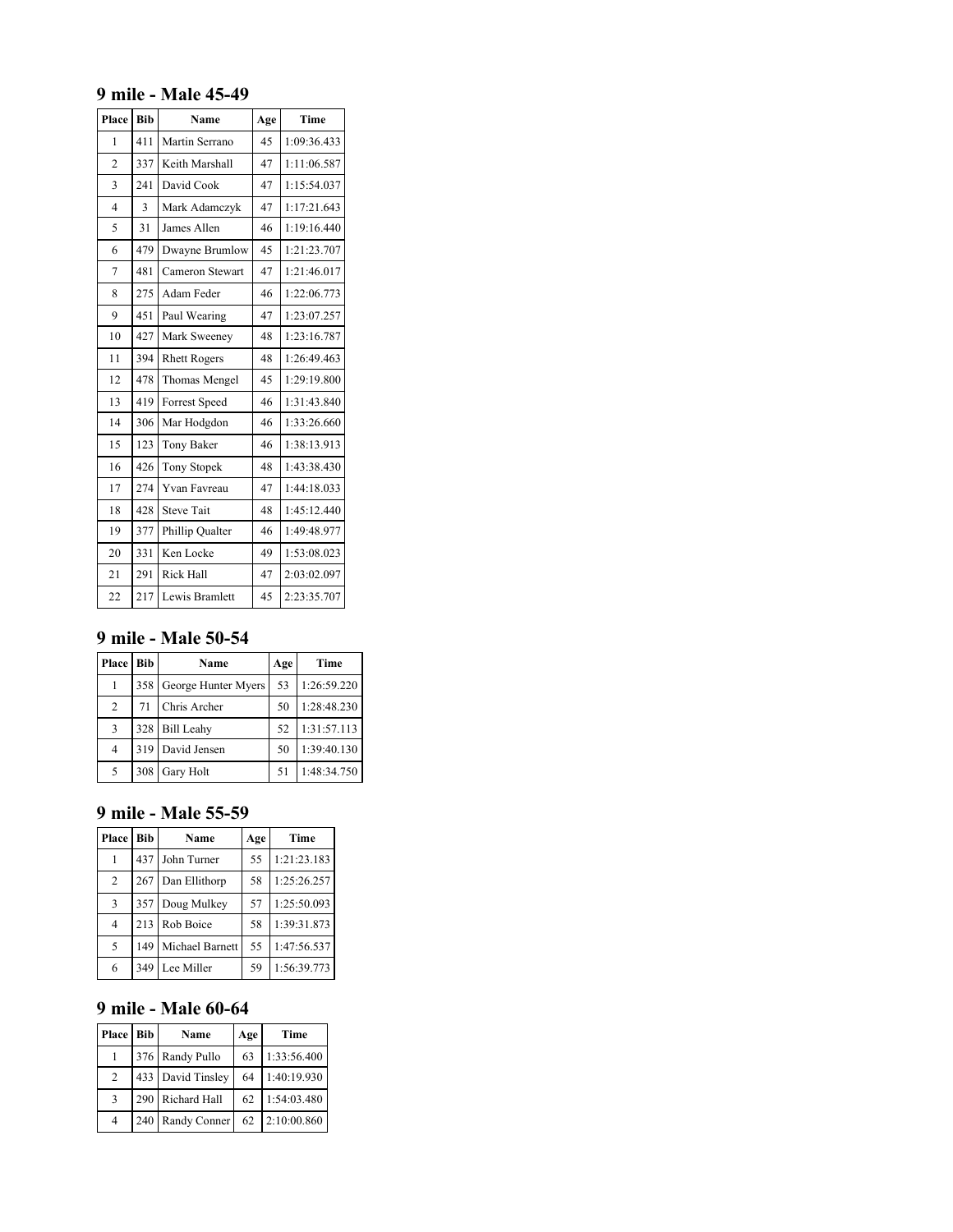## 9 mile - Male 45-49

| Place | Bib | Name | Age | Time |
|---|---|---|---|---|
| 1 | 411 | Martin Serrano | 45 | 1:09:36.433 |
| 2 | 337 | Keith Marshall | 47 | 1:11:06.587 |
| 3 | 241 | David Cook | 47 | 1:15:54.037 |
| 4 | 3 | Mark Adamczyk | 47 | 1:17:21.643 |
| 5 | 31 | James Allen | 46 | 1:19:16.440 |
| 6 | 479 | Dwayne Brumlow | 45 | 1:21:23.707 |
| 7 | 481 | Cameron Stewart | 47 | 1:21:46.017 |
| 8 | 275 | Adam Feder | 46 | 1:22:06.773 |
| 9 | 451 | Paul Wearing | 47 | 1:23:07.257 |
| 10 | 427 | Mark Sweeney | 48 | 1:23:16.787 |
| 11 | 394 | Rhett Rogers | 48 | 1:26:49.463 |
| 12 | 478 | Thomas Mengel | 45 | 1:29:19.800 |
| 13 | 419 | Forrest Speed | 46 | 1:31:43.840 |
| 14 | 306 | Mar Hodgdon | 46 | 1:33:26.660 |
| 15 | 123 | Tony Baker | 46 | 1:38:13.913 |
| 16 | 426 | Tony Stopek | 48 | 1:43:38.430 |
| 17 | 274 | Yvan Favreau | 47 | 1:44:18.033 |
| 18 | 428 | Steve Tait | 48 | 1:45:12.440 |
| 19 | 377 | Phillip Qualter | 46 | 1:49:48.977 |
| 20 | 331 | Ken Locke | 49 | 1:53:08.023 |
| 21 | 291 | Rick Hall | 47 | 2:03:02.097 |
| 22 | 217 | Lewis Bramlett | 45 | 2:23:35.707 |

## 9 mile - Male 50-54

| Place | Bib | Name | Age | Time |
|---|---|---|---|---|
| 1 | 358 | George Hunter Myers | 53 | 1:26:59.220 |
| 2 | 71 | Chris Archer | 50 | 1:28:48.230 |
| 3 | 328 | Bill Leahy | 52 | 1:31:57.113 |
| 4 | 319 | David Jensen | 50 | 1:39:40.130 |
| 5 | 308 | Gary Holt | 51 | 1:48:34.750 |

## 9 mile - Male 55-59

| Place | Bib | Name | Age | Time |
|---|---|---|---|---|
| 1 | 437 | John Turner | 55 | 1:21:23.183 |
| 2 | 267 | Dan Ellithorp | 58 | 1:25:26.257 |
| 3 | 357 | Doug Mulkey | 57 | 1:25:50.093 |
| 4 | 213 | Rob Boice | 58 | 1:39:31.873 |
| 5 | 149 | Michael Barnett | 55 | 1:47:56.537 |
| 6 | 349 | Lee Miller | 59 | 1:56:39.773 |

## 9 mile - Male 60-64

| Place | Bib | Name | Age | Time |
|---|---|---|---|---|
| 1 | 376 | Randy Pullo | 63 | 1:33:56.400 |
| 2 | 433 | David Tinsley | 64 | 1:40:19.930 |
| 3 | 290 | Richard Hall | 62 | 1:54:03.480 |
| 4 | 240 | Randy Conner | 62 | 2:10:00.860 |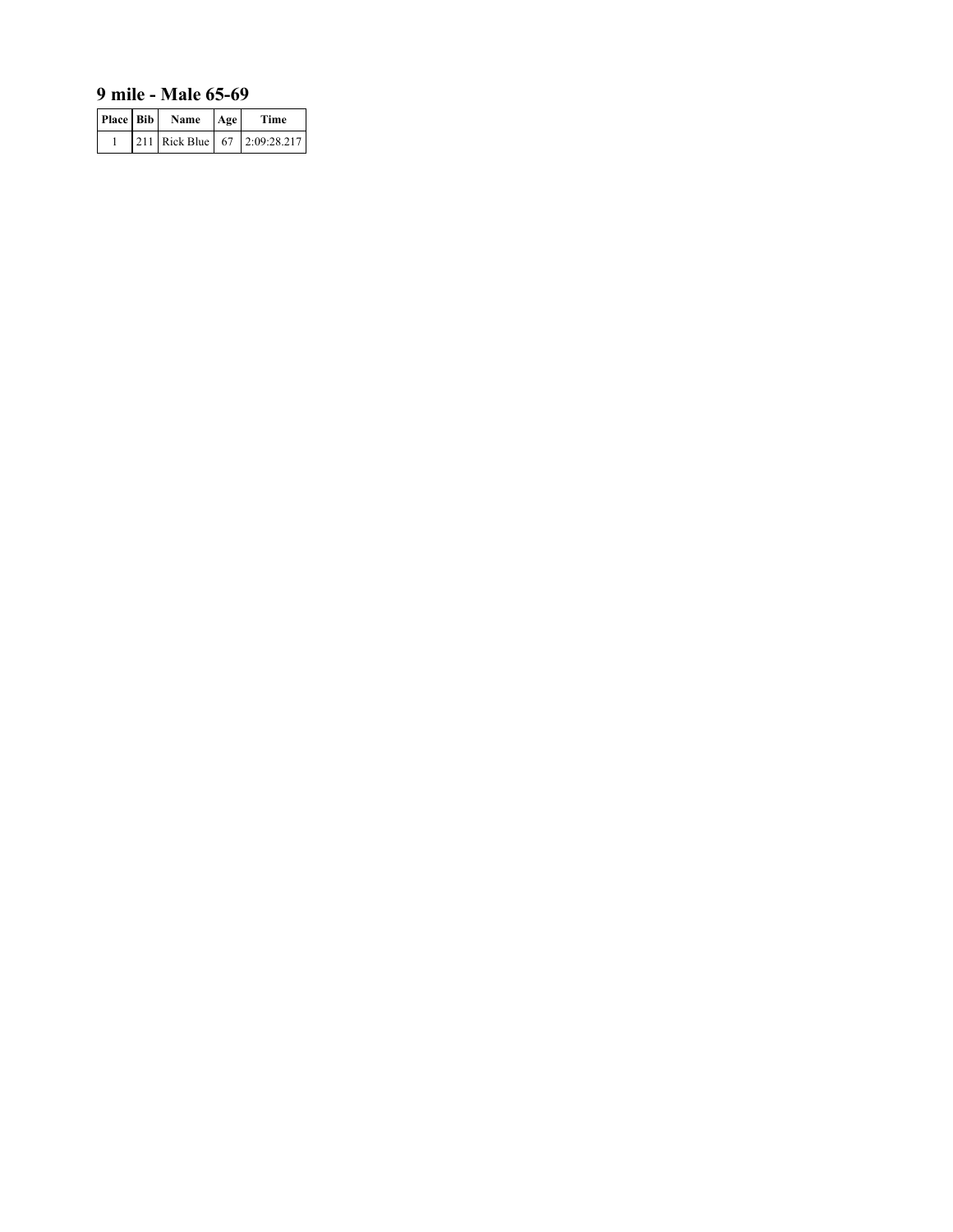### 9 mile - Male 65-69

| Place | Bib | Name | Age | Time |
| --- | --- | --- | --- | --- |
| 1 | 211 | Rick Blue | 67 | 2:09:28.217 |